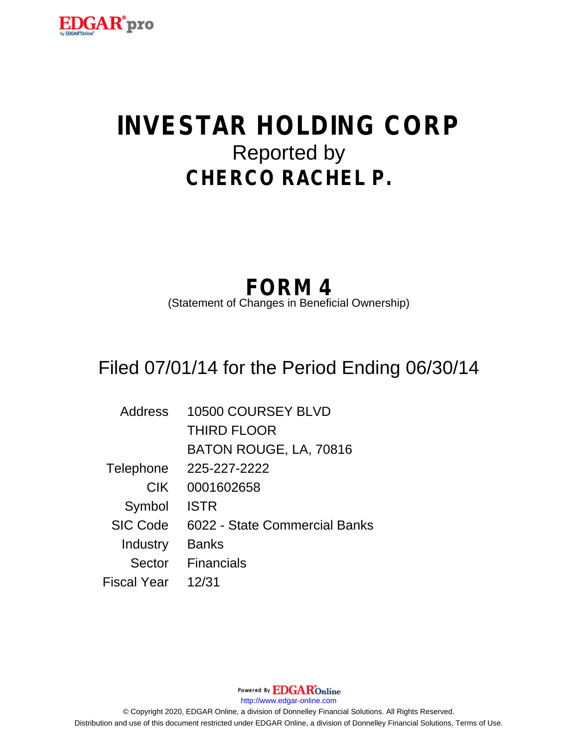# INVESTAR HOLDING CORP

Reported by

## CHERCO RACHEL P.

## FORM 4

(Statement of Changes in Beneficial Ownership)

Filed 07/01/14 for the Period Ending 06/30/14

| | |
|---|---|
| Address | 10500 COURSEY BLVD<br>THIRD FLOOR<br>BATON ROUGE, LA, 70816 |
| Telephone | 225-227-2222 |
| CIK | 0001602658 |
| Symbol | ISTR |
| SIC Code | 6022 - State Commercial Banks |
| Industry | Banks |
| Sector | Financials |
| Fiscal Year | 12/31 |

Powered By EDGAR Online

http://www.edgar-online.com

© Copyright 2020, EDGAR Online, a division of Donnelley Financial Solutions. All Rights Reserved.
Distribution and use of this document restricted under EDGAR Online, a division of Donnelley Financial Solutions, Terms of Use.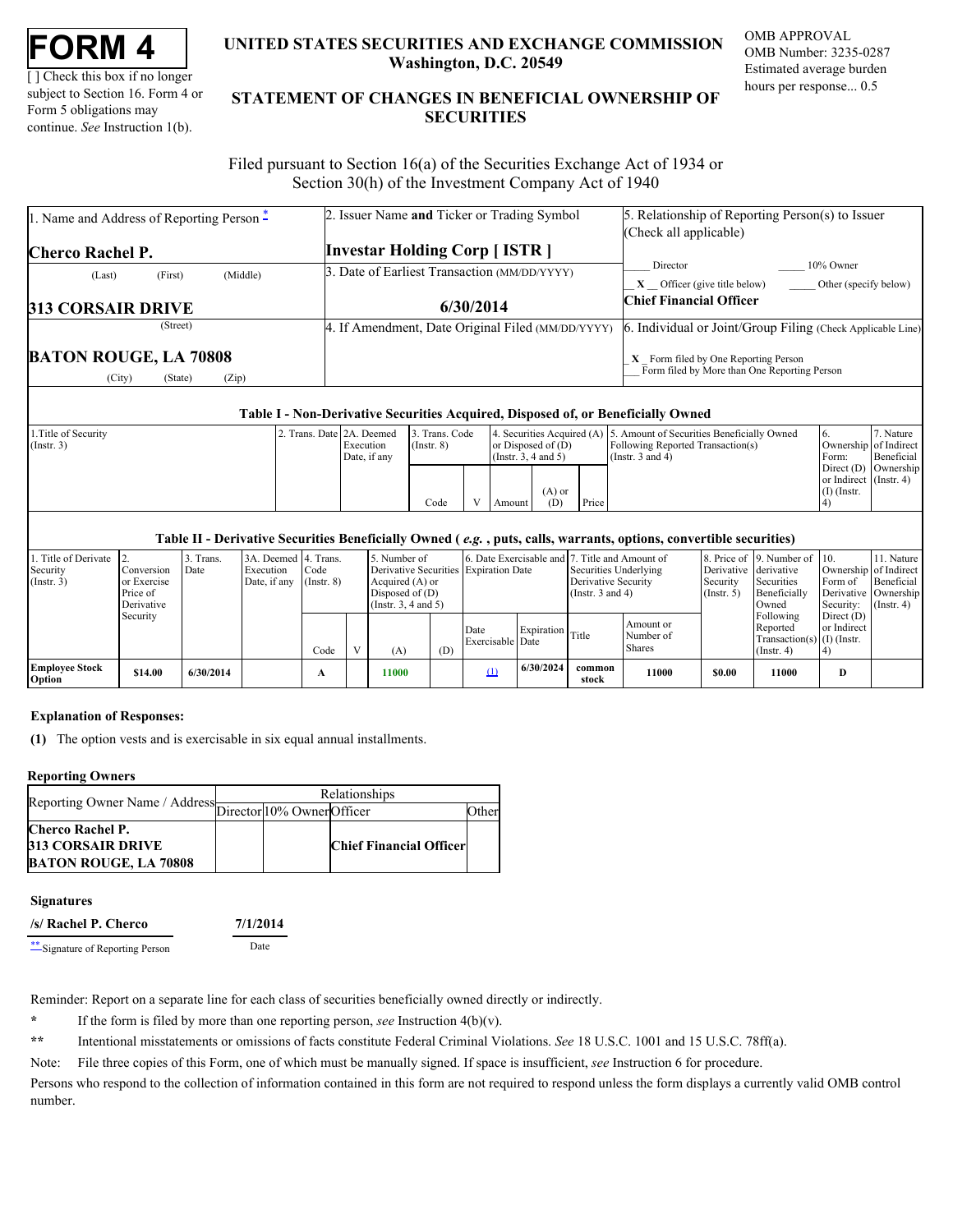# FORM 4

[ ] Check this box if no longer subject to Section 16. Form 4 or Form 5 obligations may continue. *See* Instruction 1(b).

## UNITED STATES SECURITIES AND EXCHANGE COMMISSION
Washington, D.C. 20549

## STATEMENT OF CHANGES IN BENEFICIAL OWNERSHIP OF SECURITIES

OMB APPROVAL
OMB Number: 3235-0287
Estimated average burden hours per response... 0.5

Filed pursuant to Section 16(a) of the Securities Exchange Act of 1934 or Section 30(h) of the Investment Company Act of 1940

| 1. Name and Address of Reporting Person * | 2. Issuer Name **and** Ticker or Trading Symbol | 5. Relationship of Reporting Person(s) to Issuer (Check all applicable) |
|---|---|---|
| **Cherco Rachel P.** (Last) (First) (Middle) | **Investar Holding Corp [ ISTR ]** | ___ Director ___ 10% Owner |
| | 3. Date of Earliest Transaction (MM/DD/YYYY) **6/30/2014** | _X_ Officer (give title below) ___ Other (specify below) **Chief Financial Officer** |
| **313 CORSAIR DRIVE** (Street) | 4. If Amendment, Date Original Filed (MM/DD/YYYY) | 6. Individual or Joint/Group Filing (Check Applicable Line) |
| **BATON ROUGE, LA 70808** (City) (State) (Zip) | | _X_ Form filed by One Reporting Person ___ Form filed by More than One Reporting Person |

### Table I - Non-Derivative Securities Acquired, Disposed of, or Beneficially Owned

| 1.Title of Security (Instr. 3) | 2. Trans. Date | 2A. Deemed Execution Date, if any | 3. Trans. Code (Instr. 8) | | 4. Securities Acquired (A) or Disposed of (D) (Instr. 3, 4 and 5) | | | 5. Amount of Securities Beneficially Owned Following Reported Transaction(s) (Instr. 3 and 4) | 6. Ownership Form: Direct (D) or Indirect (I) (Instr. 4) | 7. Nature of Indirect Beneficial Ownership (Instr. 4) |
|---|---|---|---|---|---|---|---|---|---|---|
| | | | Code | V | Amount | (A) or (D) | Price | | | |

### Table II - Derivative Securities Beneficially Owned ( *e.g.* , puts, calls, warrants, options, convertible securities)

| 1. Title of Derivate Security (Instr. 3) | 2. Conversion or Exercise Price of Derivative Security | 3. Trans. Date | 3A. Deemed Execution Date, if any | 4. Trans. Code (Instr. 8) | | 5. Number of Derivative Securities Acquired (A) or Disposed of (D) (Instr. 3, 4 and 5) | | 6. Date Exercisable and Expiration Date | | 7. Title and Amount of Securities Underlying Derivative Security (Instr. 3 and 4) | | 8. Price of Derivative Security (Instr. 5) | 9. Number of derivative Securities Beneficially Owned Following Reported Transaction(s) (Instr. 4) | 10. Ownership Form of Derivative Security: Direct (D) or Indirect (I) (Instr. 4) | 11. Nature of Indirect Beneficial Ownership (Instr. 4) |
|---|---|---|---|---|---|---|---|---|---|---|---|---|---|---|---|
| | | | | Code | V | (A) | (D) | Date Exercisable | Expiration Date | Title | Amount or Number of Shares | | | | |
| **Employee Stock Option** | **$14.00** | **6/30/2014** | | **A** | | **11000** | | (1) | **6/30/2024** | **common stock** | **11000** | **$0.00** | **11000** | **D** | |

**Explanation of Responses:**

**(1)** The option vests and is exercisable in six equal annual installments.

**Reporting Owners**

| Reporting Owner Name / Address | Relationships | | | |
|---|---|---|---|---|
| | Director | 10% Owner | Officer | Other |
| **Cherco Rachel P.** **313 CORSAIR DRIVE** **BATON ROUGE, LA 70808** | | | **Chief Financial Officer** | |

**Signatures**

| **/s/ Rachel P. Cherco** | **7/1/2014** |
|---|---|
| ** Signature of Reporting Person | Date |

Reminder: Report on a separate line for each class of securities beneficially owned directly or indirectly.

\* If the form is filed by more than one reporting person, *see* Instruction 4(b)(v).

\*\* Intentional misstatements or omissions of facts constitute Federal Criminal Violations. *See* 18 U.S.C. 1001 and 15 U.S.C. 78ff(a).

Note: File three copies of this Form, one of which must be manually signed. If space is insufficient, *see* Instruction 6 for procedure.

Persons who respond to the collection of information contained in this form are not required to respond unless the form displays a currently valid OMB control number.